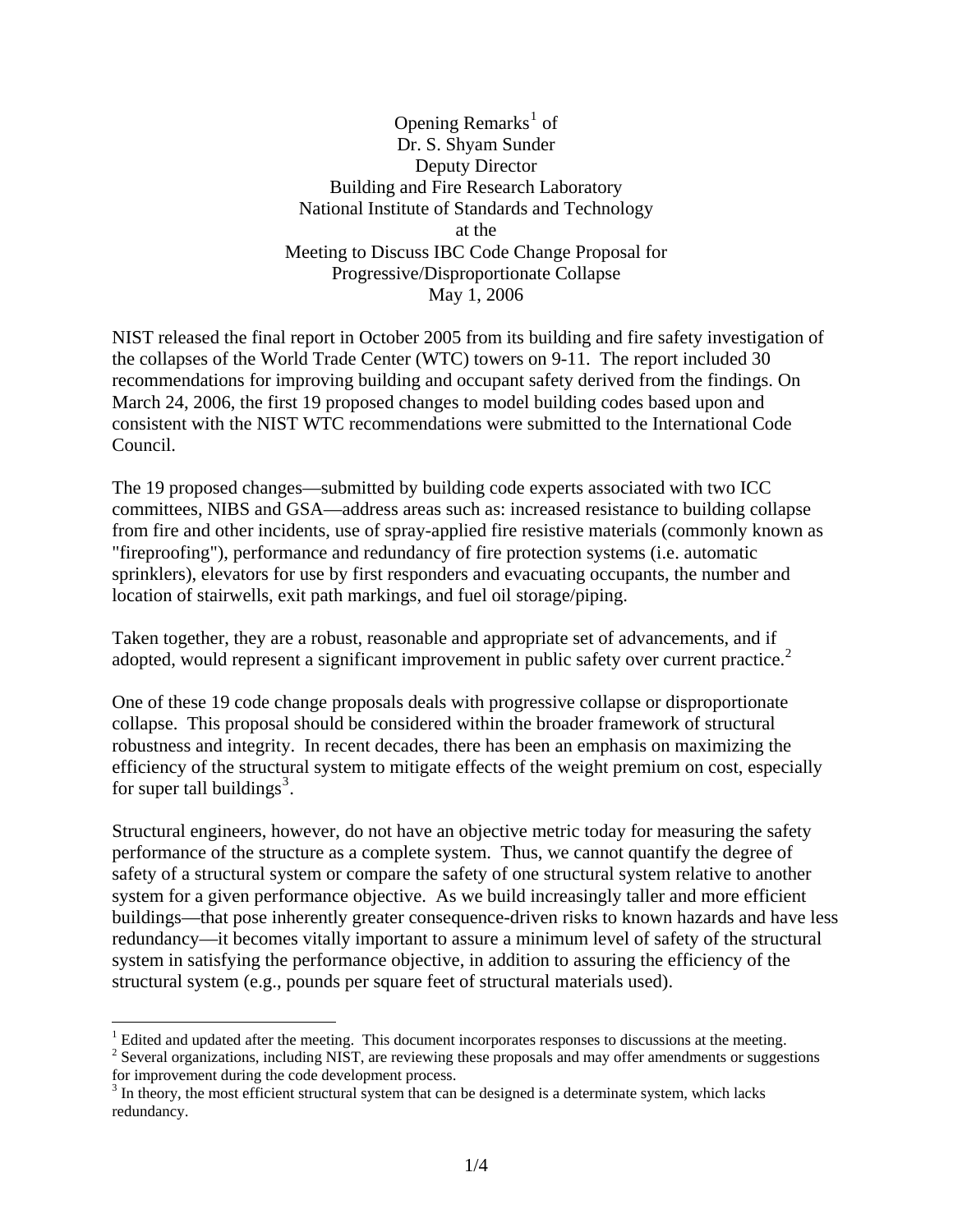Opening Remarks[1] of
Dr. S. Shyam Sunder
Deputy Director
Building and Fire Research Laboratory
National Institute of Standards and Technology
at the
Meeting to Discuss IBC Code Change Proposal for
Progressive/Disproportionate Collapse
May 1, 2006

NIST released the final report in October 2005 from its building and fire safety investigation of the collapses of the World Trade Center (WTC) towers on 9-11. The report included 30 recommendations for improving building and occupant safety derived from the findings. On March 24, 2006, the first 19 proposed changes to model building codes based upon and consistent with the NIST WTC recommendations were submitted to the International Code Council.

The 19 proposed changes—submitted by building code experts associated with two ICC committees, NIBS and GSA—address areas such as: increased resistance to building collapse from fire and other incidents, use of spray-applied fire resistive materials (commonly known as "fireproofing"), performance and redundancy of fire protection systems (i.e. automatic sprinklers), elevators for use by first responders and evacuating occupants, the number and location of stairwells, exit path markings, and fuel oil storage/piping.

Taken together, they are a robust, reasonable and appropriate set of advancements, and if adopted, would represent a significant improvement in public safety over current practice.[2]

One of these 19 code change proposals deals with progressive collapse or disproportionate collapse. This proposal should be considered within the broader framework of structural robustness and integrity. In recent decades, there has been an emphasis on maximizing the efficiency of the structural system to mitigate effects of the weight premium on cost, especially for super tall buildings[3].

Structural engineers, however, do not have an objective metric today for measuring the safety performance of the structure as a complete system. Thus, we cannot quantify the degree of safety of a structural system or compare the safety of one structural system relative to another system for a given performance objective. As we build increasingly taller and more efficient buildings—that pose inherently greater consequence-driven risks to known hazards and have less redundancy—it becomes vitally important to assure a minimum level of safety of the structural system in satisfying the performance objective, in addition to assuring the efficiency of the structural system (e.g., pounds per square feet of structural materials used).

---

[1] Edited and updated after the meeting. This document incorporates responses to discussions at the meeting.

[2] Several organizations, including NIST, are reviewing these proposals and may offer amendments or suggestions for improvement during the code development process.

[3] In theory, the most efficient structural system that can be designed is a determinate system, which lacks redundancy.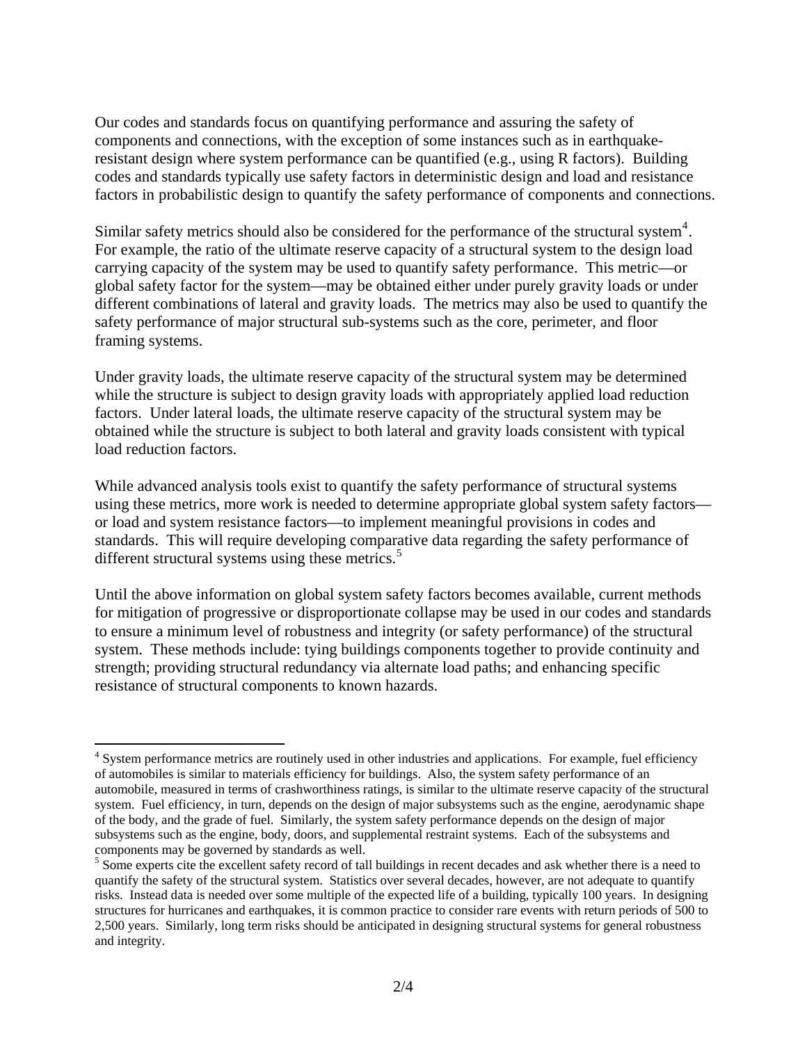Our codes and standards focus on quantifying performance and assuring the safety of components and connections, with the exception of some instances such as in earthquake-resistant design where system performance can be quantified (e.g., using R factors). Building codes and standards typically use safety factors in deterministic design and load and resistance factors in probabilistic design to quantify the safety performance of components and connections.

Similar safety metrics should also be considered for the performance of the structural system[4]. For example, the ratio of the ultimate reserve capacity of a structural system to the design load carrying capacity of the system may be used to quantify safety performance. This metric—or global safety factor for the system—may be obtained either under purely gravity loads or under different combinations of lateral and gravity loads. The metrics may also be used to quantify the safety performance of major structural sub-systems such as the core, perimeter, and floor framing systems.

Under gravity loads, the ultimate reserve capacity of the structural system may be determined while the structure is subject to design gravity loads with appropriately applied load reduction factors. Under lateral loads, the ultimate reserve capacity of the structural system may be obtained while the structure is subject to both lateral and gravity loads consistent with typical load reduction factors.

While advanced analysis tools exist to quantify the safety performance of structural systems using these metrics, more work is needed to determine appropriate global system safety factors—or load and system resistance factors—to implement meaningful provisions in codes and standards. This will require developing comparative data regarding the safety performance of different structural systems using these metrics.[5]

Until the above information on global system safety factors becomes available, current methods for mitigation of progressive or disproportionate collapse may be used in our codes and standards to ensure a minimum level of robustness and integrity (or safety performance) of the structural system. These methods include: tying buildings components together to provide continuity and strength; providing structural redundancy via alternate load paths; and enhancing specific resistance of structural components to known hazards.

---

[4] System performance metrics are routinely used in other industries and applications. For example, fuel efficiency of automobiles is similar to materials efficiency for buildings. Also, the system safety performance of an automobile, measured in terms of crashworthiness ratings, is similar to the ultimate reserve capacity of the structural system. Fuel efficiency, in turn, depends on the design of major subsystems such as the engine, aerodynamic shape of the body, and the grade of fuel. Similarly, the system safety performance depends on the design of major subsystems such as the engine, body, doors, and supplemental restraint systems. Each of the subsystems and components may be governed by standards as well.

[5] Some experts cite the excellent safety record of tall buildings in recent decades and ask whether there is a need to quantify the safety of the structural system. Statistics over several decades, however, are not adequate to quantify risks. Instead data is needed over some multiple of the expected life of a building, typically 100 years. In designing structures for hurricanes and earthquakes, it is common practice to consider rare events with return periods of 500 to 2,500 years. Similarly, long term risks should be anticipated in designing structural systems for general robustness and integrity.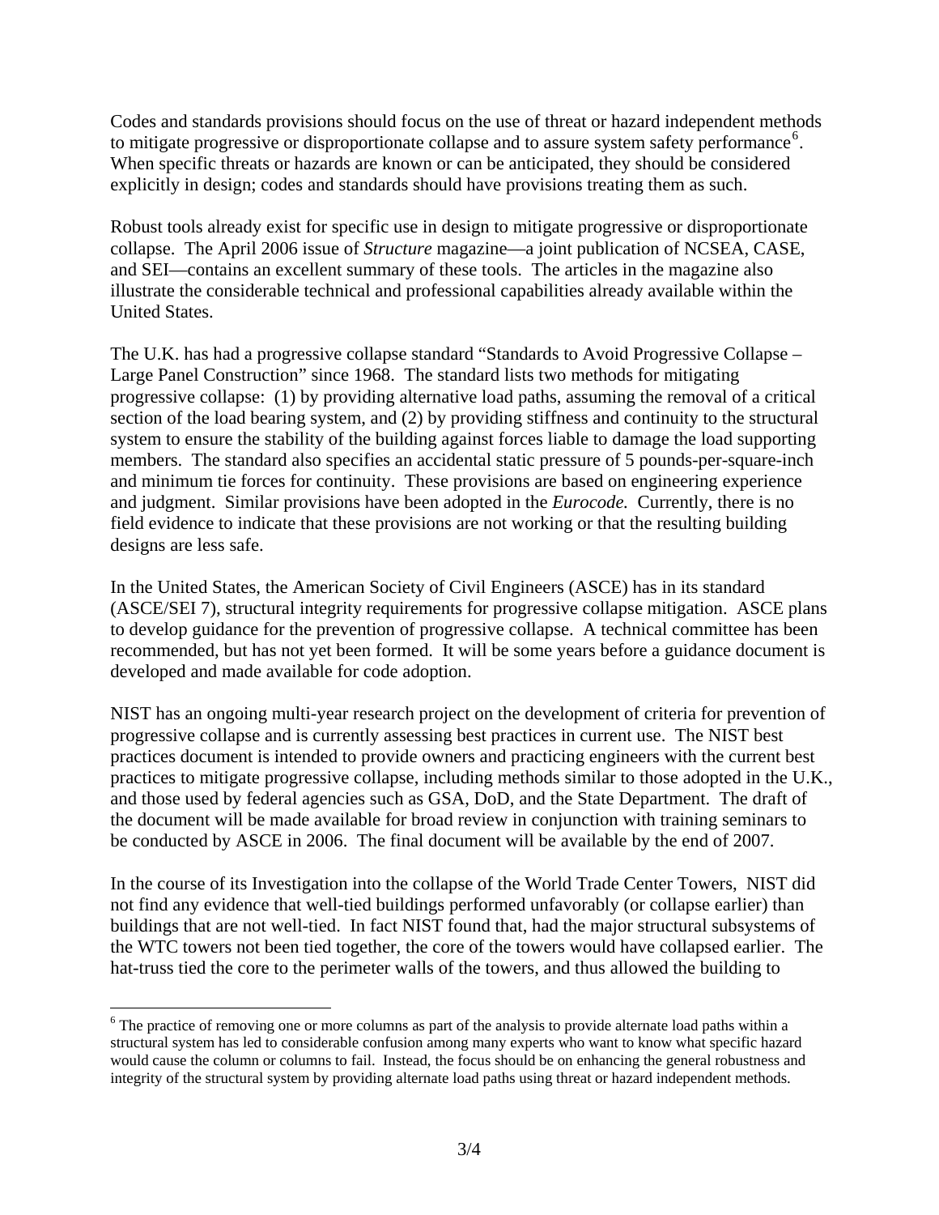Codes and standards provisions should focus on the use of threat or hazard independent methods to mitigate progressive or disproportionate collapse and to assure system safety performance[6]. When specific threats or hazards are known or can be anticipated, they should be considered explicitly in design; codes and standards should have provisions treating them as such.

Robust tools already exist for specific use in design to mitigate progressive or disproportionate collapse. The April 2006 issue of *Structure* magazine—a joint publication of NCSEA, CASE, and SEI—contains an excellent summary of these tools. The articles in the magazine also illustrate the considerable technical and professional capabilities already available within the United States.

The U.K. has had a progressive collapse standard "Standards to Avoid Progressive Collapse – Large Panel Construction" since 1968. The standard lists two methods for mitigating progressive collapse: (1) by providing alternative load paths, assuming the removal of a critical section of the load bearing system, and (2) by providing stiffness and continuity to the structural system to ensure the stability of the building against forces liable to damage the load supporting members. The standard also specifies an accidental static pressure of 5 pounds-per-square-inch and minimum tie forces for continuity. These provisions are based on engineering experience and judgment. Similar provisions have been adopted in the *Eurocode.* Currently, there is no field evidence to indicate that these provisions are not working or that the resulting building designs are less safe.

In the United States, the American Society of Civil Engineers (ASCE) has in its standard (ASCE/SEI 7), structural integrity requirements for progressive collapse mitigation. ASCE plans to develop guidance for the prevention of progressive collapse. A technical committee has been recommended, but has not yet been formed. It will be some years before a guidance document is developed and made available for code adoption.

NIST has an ongoing multi-year research project on the development of criteria for prevention of progressive collapse and is currently assessing best practices in current use. The NIST best practices document is intended to provide owners and practicing engineers with the current best practices to mitigate progressive collapse, including methods similar to those adopted in the U.K., and those used by federal agencies such as GSA, DoD, and the State Department. The draft of the document will be made available for broad review in conjunction with training seminars to be conducted by ASCE in 2006. The final document will be available by the end of 2007.

In the course of its Investigation into the collapse of the World Trade Center Towers, NIST did not find any evidence that well-tied buildings performed unfavorably (or collapse earlier) than buildings that are not well-tied. In fact NIST found that, had the major structural subsystems of the WTC towers not been tied together, the core of the towers would have collapsed earlier. The hat-truss tied the core to the perimeter walls of the towers, and thus allowed the building to

---

[6] The practice of removing one or more columns as part of the analysis to provide alternate load paths within a structural system has led to considerable confusion among many experts who want to know what specific hazard would cause the column or columns to fail. Instead, the focus should be on enhancing the general robustness and integrity of the structural system by providing alternate load paths using threat or hazard independent methods.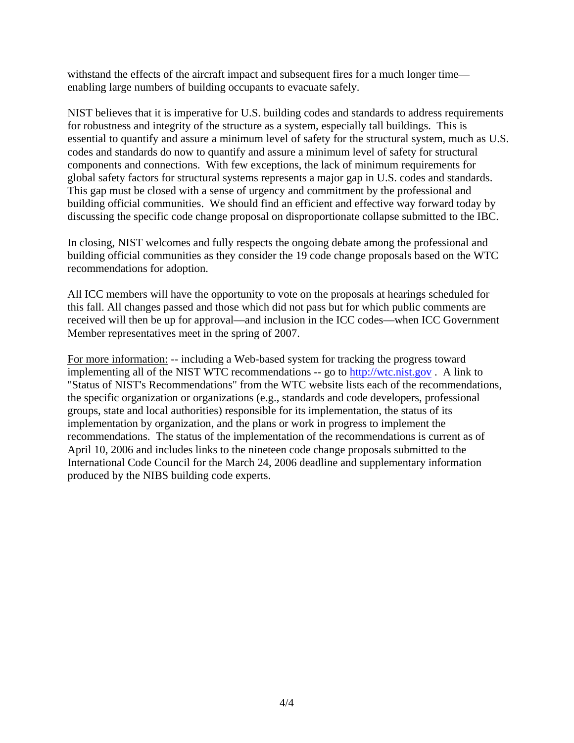withstand the effects of the aircraft impact and subsequent fires for a much longer time—enabling large numbers of building occupants to evacuate safely.

NIST believes that it is imperative for U.S. building codes and standards to address requirements for robustness and integrity of the structure as a system, especially tall buildings. This is essential to quantify and assure a minimum level of safety for the structural system, much as U.S. codes and standards do now to quantify and assure a minimum level of safety for structural components and connections. With few exceptions, the lack of minimum requirements for global safety factors for structural systems represents a major gap in U.S. codes and standards. This gap must be closed with a sense of urgency and commitment by the professional and building official communities. We should find an efficient and effective way forward today by discussing the specific code change proposal on disproportionate collapse submitted to the IBC.

In closing, NIST welcomes and fully respects the ongoing debate among the professional and building official communities as they consider the 19 code change proposals based on the WTC recommendations for adoption.

All ICC members will have the opportunity to vote on the proposals at hearings scheduled for this fall. All changes passed and those which did not pass but for which public comments are received will then be up for approval—and inclusion in the ICC codes—when ICC Government Member representatives meet in the spring of 2007.

For more information: -- including a Web-based system for tracking the progress toward implementing all of the NIST WTC recommendations -- go to [http://wtc.nist.gov](http://wtc.nist.gov) . A link to "Status of NIST's Recommendations" from the WTC website lists each of the recommendations, the specific organization or organizations (e.g., standards and code developers, professional groups, state and local authorities) responsible for its implementation, the status of its implementation by organization, and the plans or work in progress to implement the recommendations. The status of the implementation of the recommendations is current as of April 10, 2006 and includes links to the nineteen code change proposals submitted to the International Code Council for the March 24, 2006 deadline and supplementary information produced by the NIBS building code experts.